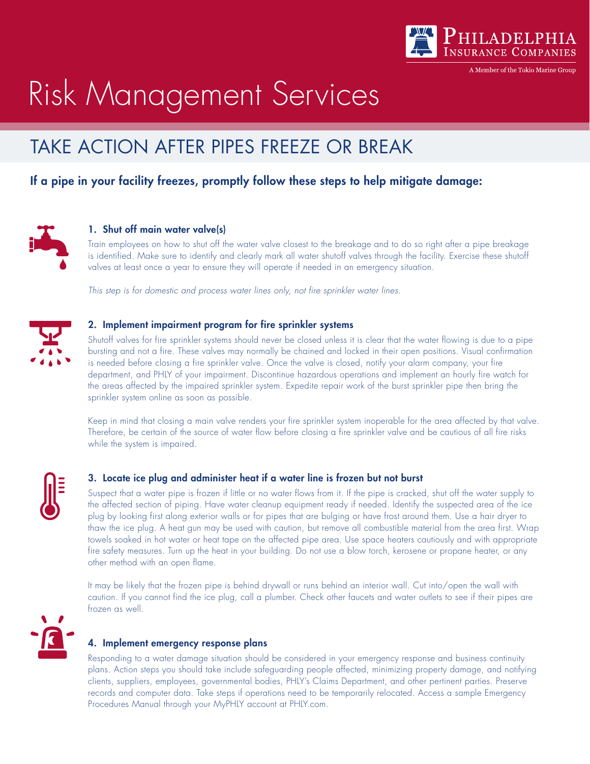Philadelphia Insurance Companies

A Member of the Tokio Marine Group

# Risk Management Services

## TAKE ACTION AFTER PIPES FREEZE OR BREAK

### If a pipe in your facility freezes, promptly follow these steps to help mitigate damage:

#### 1. Shut off main water valve(s)

Train employees on how to shut off the water valve closest to the breakage and to do so right after a pipe breakage is identified. Make sure to identify and clearly mark all water shutoff valves through the facility. Exercise these shutoff valves at least once a year to ensure they will operate if needed in an emergency situation.

*This step is for domestic and process water lines only, not fire sprinkler water lines.*

#### 2. Implement impairment program for fire sprinkler systems

Shutoff valves for fire sprinkler systems should never be closed unless it is clear that the water flowing is due to a pipe bursting and not a fire. These valves may normally be chained and locked in their open positions. Visual confirmation is needed before closing a fire sprinkler valve. Once the valve is closed, notify your alarm company, your fire department, and PHLY of your impairment. Discontinue hazardous operations and implement an hourly fire watch for the areas affected by the impaired sprinkler system. Expedite repair work of the burst sprinkler pipe then bring the sprinkler system online as soon as possible.

Keep in mind that closing a main valve renders your fire sprinkler system inoperable for the area affected by that valve. Therefore, be certain of the source of water flow before closing a fire sprinkler valve and be cautious of all fire risks while the system is impaired.

#### 3. Locate ice plug and administer heat if a water line is frozen but not burst

Suspect that a water pipe is frozen if little or no water flows from it. If the pipe is cracked, shut off the water supply to the affected section of piping. Have water cleanup equipment ready if needed. Identify the suspected area of the ice plug by looking first along exterior walls or for pipes that are bulging or have frost around them. Use a hair dryer to thaw the ice plug. A heat gun may be used with caution, but remove all combustible material from the area first. Wrap towels soaked in hot water or heat tape on the affected pipe area. Use space heaters cautiously and with appropriate fire safety measures. Turn up the heat in your building. Do not use a blow torch, kerosene or propane heater, or any other method with an open flame.

It may be likely that the frozen pipe is behind drywall or runs behind an interior wall. Cut into/open the wall with caution. If you cannot find the ice plug, call a plumber. Check other faucets and water outlets to see if their pipes are frozen as well.

#### 4. Implement emergency response plans

Responding to a water damage situation should be considered in your emergency response and business continuity plans. Action steps you should take include safeguarding people affected, minimizing property damage, and notifying clients, suppliers, employees, governmental bodies, PHLY's Claims Department, and other pertinent parties. Preserve records and computer data. Take steps if operations need to be temporarily relocated. Access a sample Emergency Procedures Manual through your MyPHLY account at PHLY.com.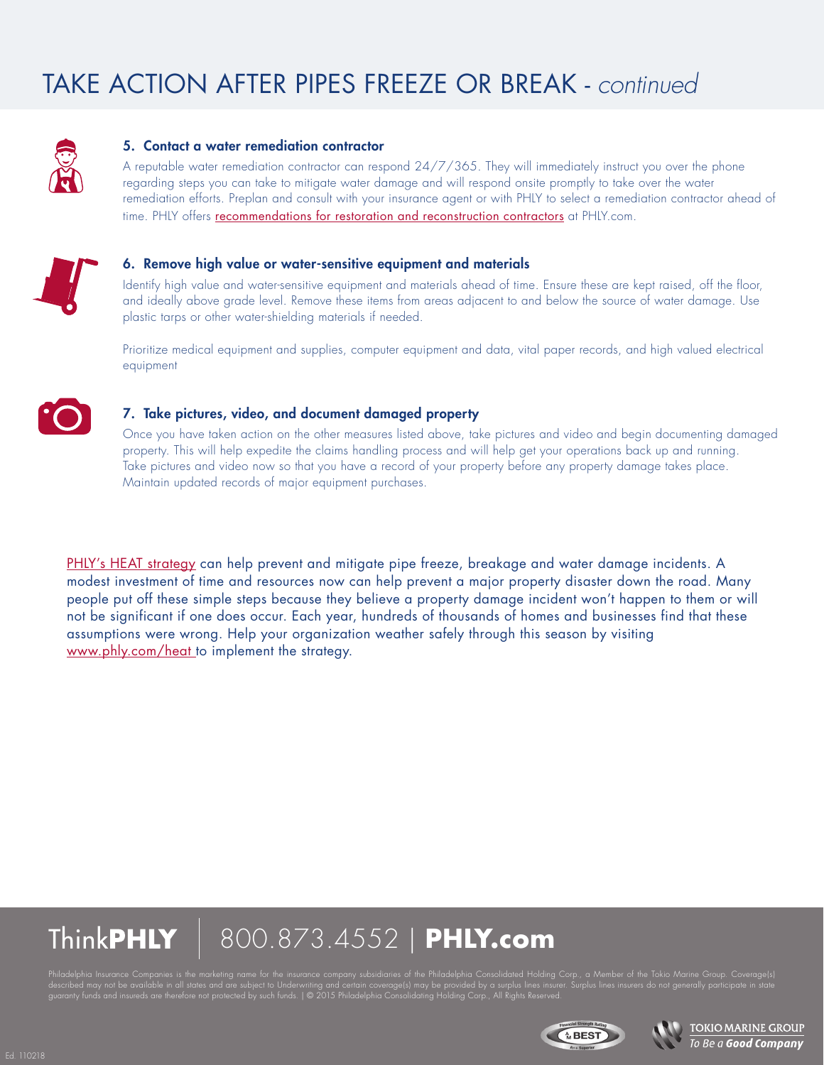# TAKE ACTION AFTER PIPES FREEZE OR BREAK - *continued*

### 5. Contact a water remediation contractor

A reputable water remediation contractor can respond 24/7/365. They will immediately instruct you over the phone regarding steps you can take to mitigate water damage and will respond onsite promptly to take over the water remediation efforts. Preplan and consult with your insurance agent or with PHLY to select a remediation contractor ahead of time. PHLY offers recommendations for restoration and reconstruction contractors at PHLY.com.

### 6. Remove high value or water-sensitive equipment and materials

Identify high value and water-sensitive equipment and materials ahead of time. Ensure these are kept raised, off the floor, and ideally above grade level. Remove these items from areas adjacent to and below the source of water damage. Use plastic tarps or other water-shielding materials if needed.

Prioritize medical equipment and supplies, computer equipment and data, vital paper records, and high valued electrical equipment

### 7. Take pictures, video, and document damaged property

Once you have taken action on the other measures listed above, take pictures and video and begin documenting damaged property. This will help expedite the claims handling process and will help get your operations back up and running. Take pictures and video now so that you have a record of your property before any property damage takes place. Maintain updated records of major equipment purchases.

PHLY's HEAT strategy can help prevent and mitigate pipe freeze, breakage and water damage incidents. A modest investment of time and resources now can help prevent a major property disaster down the road. Many people put off these simple steps because they believe a property damage incident won't happen to them or will not be significant if one does occur. Each year, hundreds of thousands of homes and businesses find that these assumptions were wrong. Help your organization weather safely through this season by visiting www.phly.com/heat to implement the strategy.

Think**PHLY** | 800.873.4552 | **PHLY.com**

Philadelphia Insurance Companies is the marketing name for the insurance company subsidiaries of the Philadelphia Consolidated Holding Corp., a Member of the Tokio Marine Group. Coverage(s) described may not be available in all states and are subject to Underwriting and certain coverage(s) may be provided by a surplus lines insurer. Surplus lines insurers do not generally participate in state guaranty funds and insureds are therefore not protected by such funds. | © 2015 Philadelphia Consolidating Holding Corp., All Rights Reserved.

TOKIO MARINE GROUP
*To Be a **Good Company***

Ed. 110218